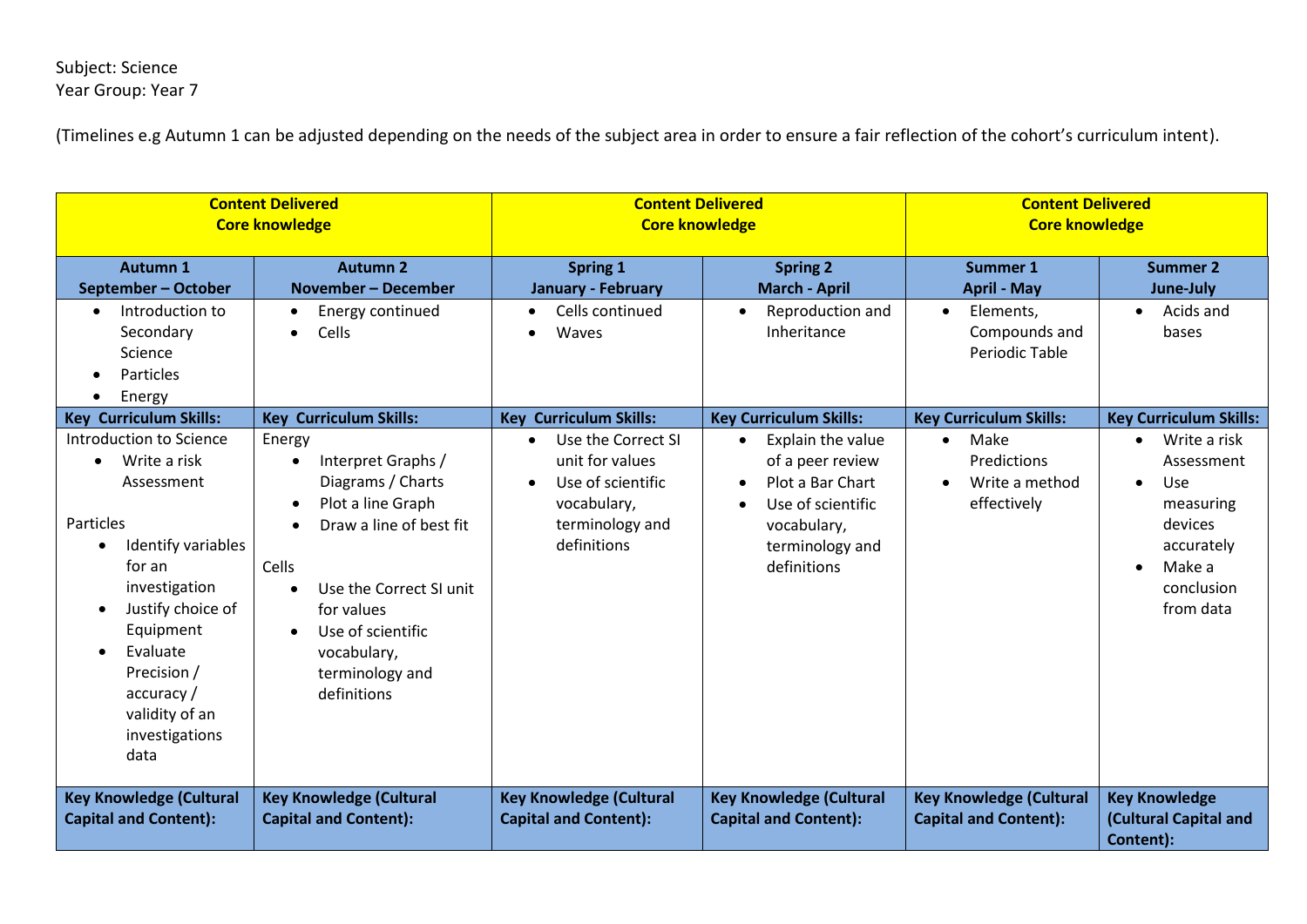Subject: Science
Year Group: Year 7

(Timelines e.g Autumn 1 can be adjusted depending on the needs of the subject area in order to ensure a fair reflection of the cohort's curriculum intent).

| **Content Delivered Core knowledge** | | **Content Delivered Core knowledge** | | **Content Delivered Core knowledge** | |
|---|---|---|---|---|---|
| **Autumn 1 September – October** | **Autumn 2 November – December** | **Spring 1 January - February** | **Spring 2 March - April** | **Summer 1 April - May** | **Summer 2 June-July** |
| • Introduction to Secondary Science<br>• Particles<br>• Energy | • Energy continued<br>• Cells | • Cells continued<br>• Waves | • Reproduction and Inheritance | • Elements, Compounds and Periodic Table | • Acids and bases |
| **Key Curriculum Skills:** | **Key Curriculum Skills:** | **Key Curriculum Skills:** | **Key Curriculum Skills:** | **Key Curriculum Skills:** | **Key Curriculum Skills:** |
| Introduction to Science<br>• Write a risk Assessment<br><br>Particles<br>• Identify variables for an investigation<br>• Justify choice of Equipment<br>• Evaluate Precision / accuracy / validity of an investigations data | Energy<br>• Interpret Graphs / Diagrams / Charts<br>• Plot a line Graph<br>• Draw a line of best fit<br><br>Cells<br>• Use the Correct SI unit for values<br>• Use of scientific vocabulary, terminology and definitions | • Use the Correct SI unit for values<br>• Use of scientific vocabulary, terminology and definitions | • Explain the value of a peer review<br>• Plot a Bar Chart<br>• Use of scientific vocabulary, terminology and definitions | • Make Predictions<br>• Write a method effectively | • Write a risk Assessment<br>• Use measuring devices accurately<br>• Make a conclusion from data |
| **Key Knowledge (Cultural Capital and Content):** | **Key Knowledge (Cultural Capital and Content):** | **Key Knowledge (Cultural Capital and Content):** | **Key Knowledge (Cultural Capital and Content):** | **Key Knowledge (Cultural Capital and Content):** | **Key Knowledge (Cultural Capital and Content):** |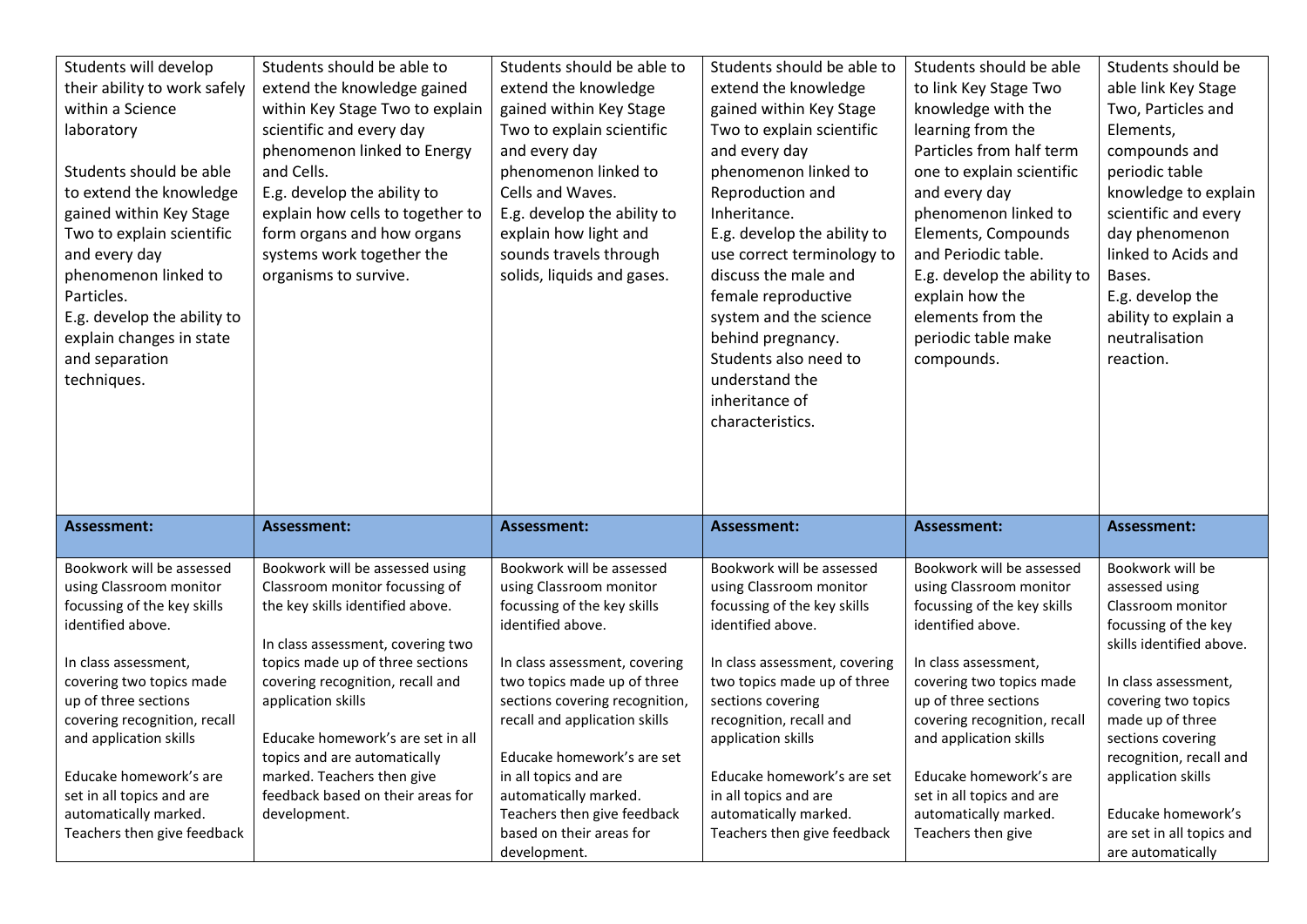| | | | | | |
|---|---|---|---|---|---|
| Students will develop their ability to work safely within a Science laboratory<br><br>Students should be able to extend the knowledge gained within Key Stage Two to explain scientific and every day phenomenon linked to Particles.<br>E.g. develop the ability to explain changes in state and separation techniques. | Students should be able to extend the knowledge gained within Key Stage Two to explain scientific and every day phenomenon linked to Energy and Cells.<br>E.g. develop the ability to explain how cells to together to form organs and how organs systems work together the organisms to survive. | Students should be able to extend the knowledge gained within Key Stage Two to explain scientific and every day phenomenon linked to Cells and Waves.<br>E.g. develop the ability to explain how light and sounds travels through solids, liquids and gases. | Students should be able to extend the knowledge gained within Key Stage Two to explain scientific and every day phenomenon linked to Reproduction and Inheritance.<br>E.g. develop the ability to use correct terminology to discuss the male and female reproductive system and the science behind pregnancy. Students also need to understand the inheritance of characteristics. | Students should be able to link Key Stage Two knowledge with the learning from the Particles from half term one to explain scientific and every day phenomenon linked to Elements, Compounds and Periodic table.<br>E.g. develop the ability to explain how the elements from the periodic table make compounds. | Students should be able link Key Stage Two, Particles and Elements, compounds and periodic table knowledge to explain scientific and every day phenomenon linked to Acids and Bases.<br>E.g. develop the ability to explain a neutralisation reaction. |
| **Assessment:** | **Assessment:** | **Assessment:** | **Assessment:** | **Assessment:** | **Assessment:** |
| Bookwork will be assessed using Classroom monitor focussing of the key skills identified above.<br><br>In class assessment, covering two topics made up of three sections covering recognition, recall and application skills<br><br>Educake homework's are set in all topics and are automatically marked. Teachers then give feedback | Bookwork will be assessed using Classroom monitor focussing of the key skills identified above.<br><br>In class assessment, covering two topics made up of three sections covering recognition, recall and application skills<br><br>Educake homework's are set in all topics and are automatically marked. Teachers then give feedback based on their areas for development. | Bookwork will be assessed using Classroom monitor focussing of the key skills identified above.<br><br>In class assessment, covering two topics made up of three sections covering recognition, recall and application skills<br><br>Educake homework's are set in all topics and are automatically marked. Teachers then give feedback based on their areas for development. | Bookwork will be assessed using Classroom monitor focussing of the key skills identified above.<br><br>In class assessment, covering two topics made up of three sections covering recognition, recall and application skills<br><br>Educake homework's are set in all topics and are automatically marked. Teachers then give feedback | Bookwork will be assessed using Classroom monitor focussing of the key skills identified above.<br><br>In class assessment, covering two topics made up of three sections covering recognition, recall and application skills<br><br>Educake homework's are set in all topics and are automatically marked. Teachers then give | Bookwork will be assessed using Classroom monitor focussing of the key skills identified above.<br><br>In class assessment, covering two topics made up of three sections covering recognition, recall and application skills<br><br>Educake homework's are set in all topics and are automatically |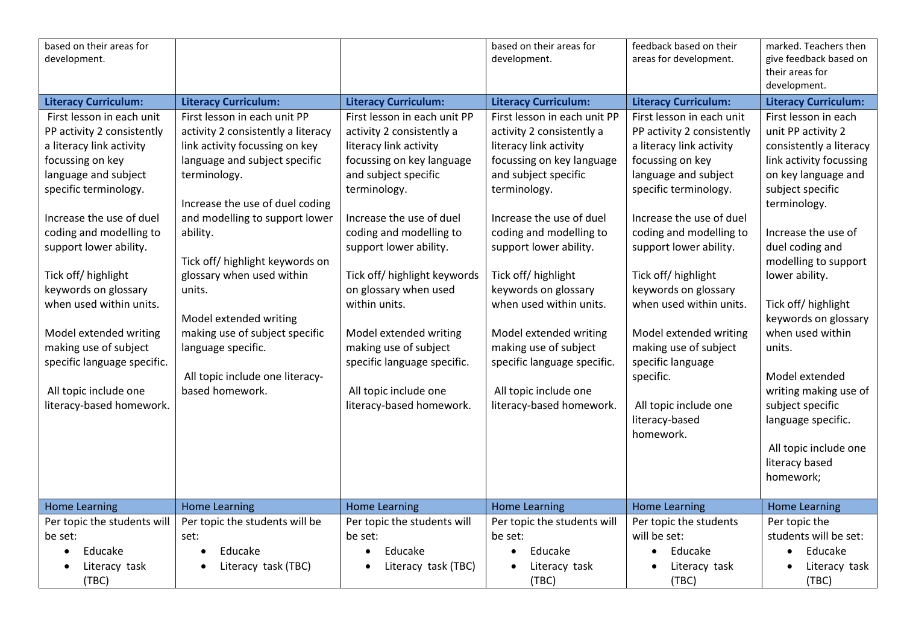| based on their areas for development. | | | based on their areas for development. | feedback based on their areas for development. | marked. Teachers then give feedback based on their areas for development. |
|---|---|---|---|---|---|
| **Literacy Curriculum:** | **Literacy Curriculum:** | **Literacy Curriculum:** | **Literacy Curriculum:** | **Literacy Curriculum:** | **Literacy Curriculum:** |
| First lesson in each unit PP activity 2 consistently a literacy link activity focussing on key language and subject specific terminology.<br><br>Increase the use of duel coding and modelling to support lower ability.<br><br>Tick off/ highlight keywords on glossary when used within units.<br><br>Model extended writing making use of subject specific language specific.<br><br>All topic include one literacy-based homework. | First lesson in each unit PP activity 2 consistently a literacy link activity focussing on key language and subject specific terminology.<br><br>Increase the use of duel coding and modelling to support lower ability.<br><br>Tick off/ highlight keywords on glossary when used within units.<br><br>Model extended writing making use of subject specific language specific.<br><br>All topic include one literacy-based homework. | First lesson in each unit PP activity 2 consistently a literacy link activity focussing on key language and subject specific terminology.<br><br>Increase the use of duel coding and modelling to support lower ability.<br><br>Tick off/ highlight keywords on glossary when used within units.<br><br>Model extended writing making use of subject specific language specific.<br><br>All topic include one literacy-based homework. | First lesson in each unit PP activity 2 consistently a literacy link activity focussing on key language and subject specific terminology.<br><br>Increase the use of duel coding and modelling to support lower ability.<br><br>Tick off/ highlight keywords on glossary when used within units.<br><br>Model extended writing making use of subject specific language specific.<br><br>All topic include one literacy-based homework. | First lesson in each unit PP activity 2 consistently a literacy link activity focussing on key language and subject specific terminology.<br><br>Increase the use of duel coding and modelling to support lower ability.<br><br>Tick off/ highlight keywords on glossary when used within units.<br><br>Model extended writing making use of subject specific language specific.<br><br>All topic include one literacy-based homework. | First lesson in each unit PP activity 2 consistently a literacy link activity focussing on key language and subject specific terminology.<br><br>Increase the use of duel coding and modelling to support lower ability.<br><br>Tick off/ highlight keywords on glossary when used within units.<br><br>Model extended writing making use of subject specific language specific.<br><br>All topic include one literacy based homework; |
| Home Learning | Home Learning | Home Learning | Home Learning | Home Learning | Home Learning |
| Per topic the students will be set:<br>• Educake<br>• Literacy task (TBC) | Per topic the students will be set:<br>• Educake<br>• Literacy task (TBC) | Per topic the students will be set:<br>• Educake<br>• Literacy task (TBC) | Per topic the students will be set:<br>• Educake<br>• Literacy task (TBC) | Per topic the students will be set:<br>• Educake<br>• Literacy task (TBC) | Per topic the students will be set:<br>• Educake<br>• Literacy task (TBC) |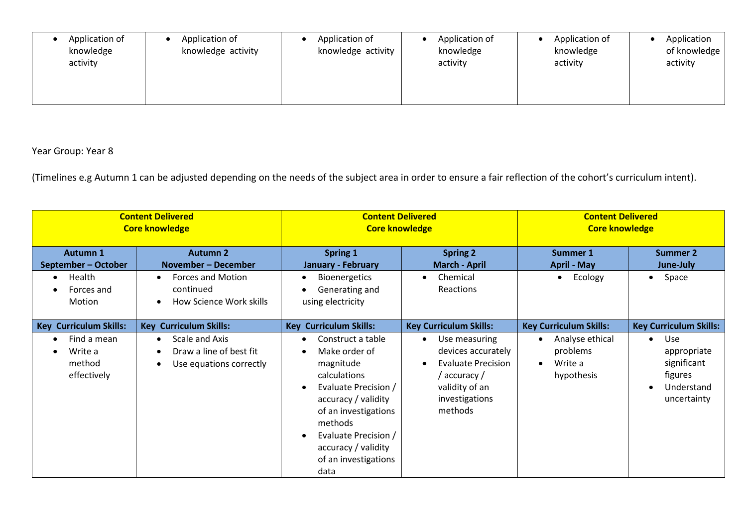| | | | | | |
|---|---|---|---|---|---|
| • Application of knowledge activity | • Application of knowledge activity | • Application of knowledge activity | • Application of knowledge activity | • Application of knowledge activity | • Application of knowledge activity |

Year Group: Year 8

(Timelines e.g Autumn 1 can be adjusted depending on the needs of the subject area in order to ensure a fair reflection of the cohort's curriculum intent).

| **Content Delivered Core knowledge** | | **Content Delivered Core knowledge** | | **Content Delivered Core knowledge** | |
|---|---|---|---|---|---|
| **Autumn 1 September – October** | **Autumn 2 November – December** | **Spring 1 January - February** | **Spring 2 March - April** | **Summer 1 April - May** | **Summer 2 June-July** |
| • Health<br>• Forces and Motion | • Forces and Motion continued<br>• How Science Work skills | • Bioenergetics<br>• Generating and using electricity | • Chemical Reactions | • Ecology | • Space |
| **Key Curriculum Skills:** | **Key Curriculum Skills:** | **Key Curriculum Skills:** | **Key Curriculum Skills:** | **Key Curriculum Skills:** | **Key Curriculum Skills:** |
| • Find a mean<br>• Write a method effectively | • Scale and Axis<br>• Draw a line of best fit<br>• Use equations correctly | • Construct a table<br>• Make order of magnitude calculations<br>• Evaluate Precision / accuracy / validity of an investigations methods<br>• Evaluate Precision / accuracy / validity of an investigations data | • Use measuring devices accurately<br>• Evaluate Precision / accuracy / validity of an investigations methods | • Analyse ethical problems<br>• Write a hypothesis | • Use appropriate significant figures<br>• Understand uncertainty |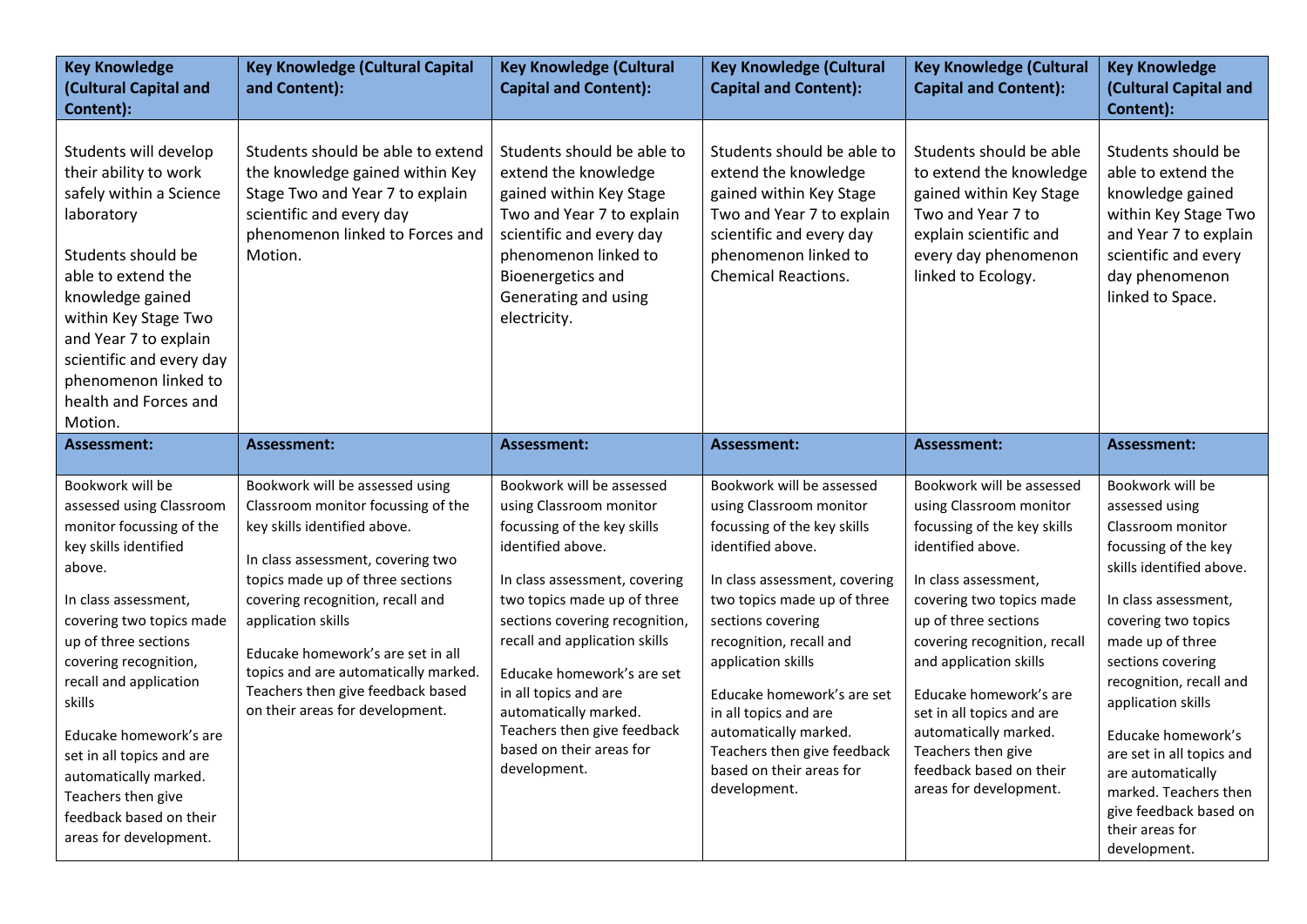| Key Knowledge (Cultural Capital and Content): | Key Knowledge (Cultural Capital and Content): | Key Knowledge (Cultural Capital and Content): | Key Knowledge (Cultural Capital and Content): | Key Knowledge (Cultural Capital and Content): | Key Knowledge (Cultural Capital and Content): |
|---|---|---|---|---|---|
| Students will develop their ability to work safely within a Science laboratory<br><br>Students should be able to extend the knowledge gained within Key Stage Two and Year 7 to explain scientific and every day phenomenon linked to health and Forces and Motion. | Students should be able to extend the knowledge gained within Key Stage Two and Year 7 to explain scientific and every day phenomenon linked to Forces and Motion. | Students should be able to extend the knowledge gained within Key Stage Two and Year 7 to explain scientific and every day phenomenon linked to Bioenergetics and Generating and using electricity. | Students should be able to extend the knowledge gained within Key Stage Two and Year 7 to explain scientific and every day phenomenon linked to Chemical Reactions. | Students should be able to extend the knowledge gained within Key Stage Two and Year 7 to explain scientific and every day phenomenon linked to Ecology. | Students should be able to extend the knowledge gained within Key Stage Two and Year 7 to explain scientific and every day phenomenon linked to Space. |
| **Assessment:** | **Assessment:** | **Assessment:** | **Assessment:** | **Assessment:** | **Assessment:** |
| Bookwork will be assessed using Classroom monitor focussing of the key skills identified above.<br><br>In class assessment, covering two topics made up of three sections covering recognition, recall and application skills<br><br>Educake homework's are set in all topics and are automatically marked. Teachers then give feedback based on their areas for development. | Bookwork will be assessed using Classroom monitor focussing of the key skills identified above.<br><br>In class assessment, covering two topics made up of three sections covering recognition, recall and application skills<br><br>Educake homework's are set in all topics and are automatically marked. Teachers then give feedback based on their areas for development. | Bookwork will be assessed using Classroom monitor focussing of the key skills identified above.<br><br>In class assessment, covering two topics made up of three sections covering recognition, recall and application skills<br><br>Educake homework's are set in all topics and are automatically marked. Teachers then give feedback based on their areas for development. | Bookwork will be assessed using Classroom monitor focussing of the key skills identified above.<br><br>In class assessment, covering two topics made up of three sections covering recognition, recall and application skills<br><br>Educake homework's are set in all topics and are automatically marked. Teachers then give feedback based on their areas for development. | Bookwork will be assessed using Classroom monitor focussing of the key skills identified above.<br><br>In class assessment, covering two topics made up of three sections covering recognition, recall and application skills<br><br>Educake homework's are set in all topics and are automatically marked. Teachers then give feedback based on their areas for development. | Bookwork will be assessed using Classroom monitor focussing of the key skills identified above.<br><br>In class assessment, covering two topics made up of three sections covering recognition, recall and application skills<br><br>Educake homework's are set in all topics and are automatically marked. Teachers then give feedback based on their areas for development. |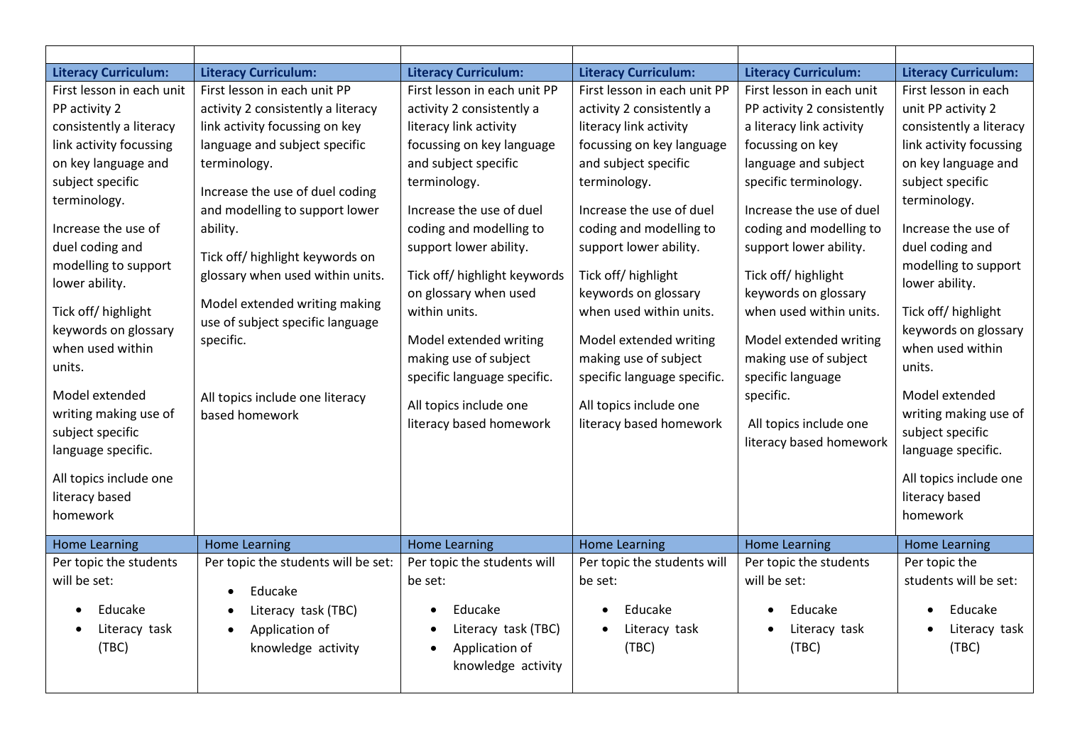| | | | | | |
|---|---|---|---|---|---|
| **Literacy Curriculum:** | **Literacy Curriculum:** | **Literacy Curriculum:** | **Literacy Curriculum:** | **Literacy Curriculum:** | **Literacy Curriculum:** |
| First lesson in each unit PP activity 2 consistently a literacy link activity focussing on key language and subject specific terminology.<br><br>Increase the use of duel coding and modelling to support lower ability.<br><br>Tick off/ highlight keywords on glossary when used within units.<br><br>Model extended writing making use of subject specific language specific.<br><br>All topics include one literacy based homework | First lesson in each unit PP activity 2 consistently a literacy link activity focussing on key language and subject specific terminology.<br><br>Increase the use of duel coding and modelling to support lower ability.<br><br>Tick off/ highlight keywords on glossary when used within units.<br><br>Model extended writing making use of subject specific language specific.<br><br>All topics include one literacy based homework | First lesson in each unit PP activity 2 consistently a literacy link activity focussing on key language and subject specific terminology.<br><br>Increase the use of duel coding and modelling to support lower ability.<br><br>Tick off/ highlight keywords on glossary when used within units.<br><br>Model extended writing making use of subject specific language specific.<br><br>All topics include one literacy based homework | First lesson in each unit PP activity 2 consistently a literacy link activity focussing on key language and subject specific terminology.<br><br>Increase the use of duel coding and modelling to support lower ability.<br><br>Tick off/ highlight keywords on glossary when used within units.<br><br>Model extended writing making use of subject specific language specific.<br><br>All topics include one literacy based homework | First lesson in each unit PP activity 2 consistently a literacy link activity focussing on key language and subject specific terminology.<br><br>Increase the use of duel coding and modelling to support lower ability.<br><br>Tick off/ highlight keywords on glossary when used within units.<br><br>Model extended writing making use of subject specific language specific.<br><br>All topics include one literacy based homework | First lesson in each unit PP activity 2 consistently a literacy link activity focussing on key language and subject specific terminology.<br><br>Increase the use of duel coding and modelling to support lower ability.<br><br>Tick off/ highlight keywords on glossary when used within units.<br><br>Model extended writing making use of subject specific language specific.<br><br>All topics include one literacy based homework |
| Home Learning | Home Learning | Home Learning | Home Learning | Home Learning | Home Learning |
| Per topic the students will be set:<br>• Educake<br>• Literacy task (TBC) | Per topic the students will be set:<br>• Educake<br>• Literacy task (TBC)<br>• Application of knowledge activity | Per topic the students will be set:<br>• Educake<br>• Literacy task (TBC)<br>• Application of knowledge activity | Per topic the students will be set:<br>• Educake<br>• Literacy task (TBC) | Per topic the students will be set:<br>• Educake<br>• Literacy task (TBC) | Per topic the students will be set:<br>• Educake<br>• Literacy task (TBC) |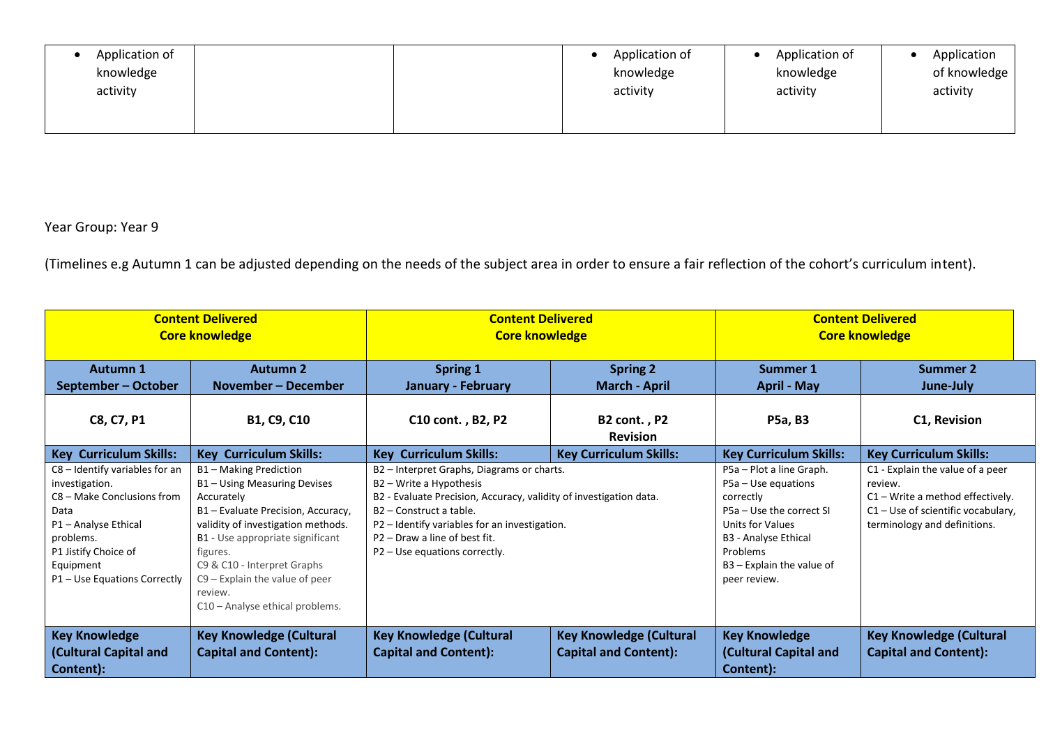| | | | | | |
|---|---|---|---|---|---|
| • Application of knowledge activity | | | • Application of knowledge activity | • Application of knowledge activity | • Application of knowledge activity |

Year Group: Year 9

(Timelines e.g Autumn 1 can be adjusted depending on the needs of the subject area in order to ensure a fair reflection of the cohort's curriculum intent).

| **Content Delivered Core knowledge** | | **Content Delivered Core knowledge** | | **Content Delivered Core knowledge** | |
|---|---|---|---|---|---|
| **Autumn 1 September – October** | **Autumn 2 November – December** | **Spring 1 January - February** | **Spring 2 March - April** | **Summer 1 April - May** | **Summer 2 June-July** |
| **C8, C7, P1** | **B1, C9, C10** | **C10 cont. , B2, P2** | **B2 cont. , P2 Revision** | **P5a, B3** | **C1, Revision** |
| **Key Curriculum Skills:** | **Key Curriculum Skills:** | **Key Curriculum Skills:** | **Key Curriculum Skills:** | **Key Curriculum Skills:** | **Key Curriculum Skills:** |
| C8 – Identify variables for an investigation.<br>C8 – Make Conclusions from Data<br>P1 – Analyse Ethical problems.<br>P1 Jistify Choice of Equipment<br>P1 – Use Equations Correctly | B1 – Making Prediction<br>B1 – Using Measuring Devises Accurately<br>B1 – Evaluate Precision, Accuracy, validity of investigation methods.<br>B1 - Use appropriate significant figures.<br>C9 & C10 - Interpret Graphs<br>C9 – Explain the value of peer review.<br>C10 – Analyse ethical problems. | B2 – Interpret Graphs, Diagrams or charts.<br>B2 – Write a Hypothesis<br>B2 - Evaluate Precision, Accuracy, validity of investigation data.<br>B2 – Construct a table.<br>P2 – Identify variables for an investigation.<br>P2 – Draw a line of best fit.<br>P2 – Use equations correctly. | | P5a – Plot a line Graph.<br>P5a – Use equations correctly<br>P5a – Use the correct SI Units for Values<br>B3 - Analyse Ethical Problems<br>B3 – Explain the value of peer review. | C1 - Explain the value of a peer review.<br>C1 – Write a method effectively.<br>C1 – Use of scientific vocabulary, terminology and definitions. |
| **Key Knowledge (Cultural Capital and Content):** | **Key Knowledge (Cultural Capital and Content):** | **Key Knowledge (Cultural Capital and Content):** | **Key Knowledge (Cultural Capital and Content):** | **Key Knowledge (Cultural Capital and Content):** | **Key Knowledge (Cultural Capital and Content):** |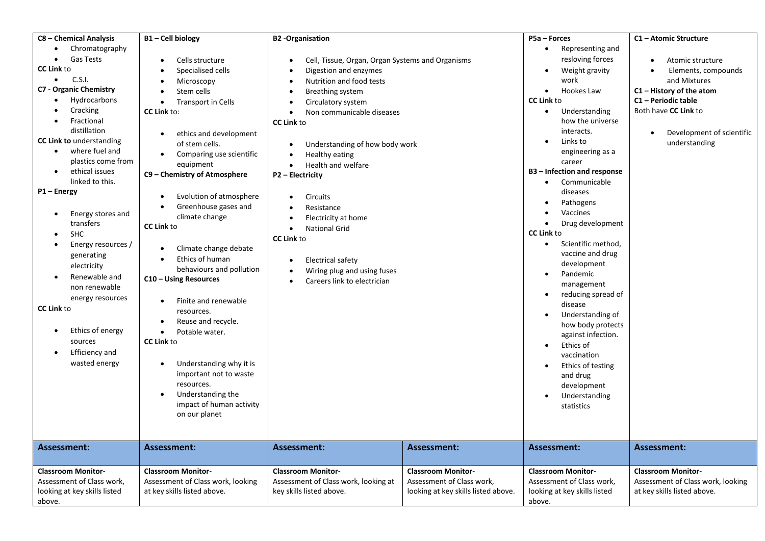| C8 – Chemical Analysis<br>• Chromatography<br>• Gas Tests<br>**CC Link** to<br>• C.S.I.<br>**C7 - Organic Chemistry**<br>• Hydrocarbons<br>• Cracking<br>• Fractional distillation<br>**CC Link to** understanding<br>• where fuel and plastics come from<br>• ethical issues linked to this.<br>**P1 – Energy**<br>• Energy stores and transfers<br>• SHC<br>• Energy resources / generating electricity<br>• Renewable and non renewable energy resources<br>**CC Link** to<br>• Ethics of energy sources<br>• Efficiency and wasted energy | **B1 – Cell biology**<br>• Cells structure<br>• Specialised cells<br>• Microscopy<br>• Stem cells<br>• Transport in Cells<br>**CC Link** to:<br>• ethics and development of stem cells.<br>• Comparing use scientific equipment<br>**C9 – Chemistry of Atmosphere**<br>• Evolution of atmosphere<br>• Greenhouse gases and climate change<br>**CC Link** to<br>• Climate change debate<br>• Ethics of human behaviours and pollution<br>**C10 – Using Resources**<br>• Finite and renewable resources.<br>• Reuse and recycle.<br>• Potable water.<br>**CC Link** to<br>• Understanding why it is important not to waste resources.<br>• Understanding the impact of human activity on our planet | **B2 -Organisation**<br>• Cell, Tissue, Organ, Organ Systems and Organisms<br>• Digestion and enzymes<br>• Nutrition and food tests<br>• Breathing system<br>• Circulatory system<br>• Non communicable diseases<br>**CC Link** to<br>• Understanding of how body work<br>• Healthy eating<br>• Health and welfare<br>**P2 – Electricity**<br>• Circuits<br>• Resistance<br>• Electricity at home<br>• National Grid<br>**CC Link** to<br>• Electrical safety<br>• Wiring plug and using fuses<br>• Careers link to electrician | | **P5a – Forces**<br>• Representing and resloving forces<br>• Weight gravity work<br>• Hookes Law<br>**CC Link** to<br>• Understanding how the universe interacts.<br>• Links to engineering as a career<br>**B3 – Infection and response**<br>• Communicable diseases<br>• Pathogens<br>• Vaccines<br>• Drug development<br>**CC Link** to<br>• Scientific method, vaccine and drug development<br>• Pandemic management<br>• reducing spread of disease<br>• Understanding of how body protects against infection.<br>• Ethics of vaccination<br>• Ethics of testing and drug development<br>• Understanding statistics | **C1 – Atomic Structure**<br>• Atomic structure<br>• Elements, compounds and Mixtures<br>**C1 – History of the atom**<br>**C1 – Periodic table**<br>Both have **CC Link** to<br>• Development of scientific understanding |
|---|---|---|---|---|---|
| **Assessment:** | **Assessment:** | **Assessment:** | **Assessment:** | **Assessment:** | **Assessment:** |
| **Classroom Monitor-** Assessment of Class work, looking at key skills listed above. | **Classroom Monitor-** Assessment of Class work, looking at key skills listed above. | **Classroom Monitor-** Assessment of Class work, looking at key skills listed above. | **Classroom Monitor-** Assessment of Class work, looking at key skills listed above. | **Classroom Monitor-** Assessment of Class work, looking at key skills listed above. | **Classroom Monitor-** Assessment of Class work, looking at key skills listed above. |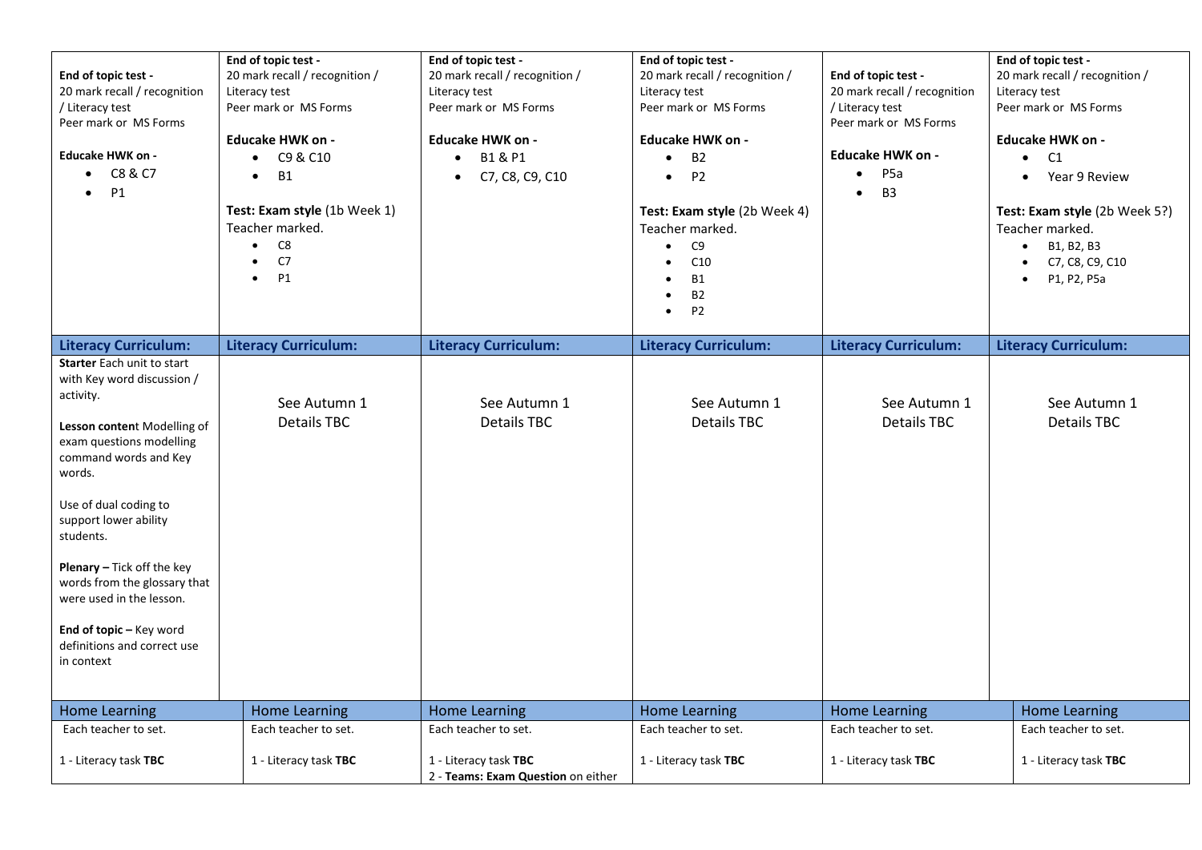| | | | | | |
|---|---|---|---|---|---|
| **End of topic test -**<br>20 mark recall / recognition / Literacy test<br>Peer mark or MS Forms<br><br>**Educake HWK on -**<br>• C8 & C7<br>• P1 | **End of topic test -**<br>20 mark recall / recognition / Literacy test<br>Peer mark or MS Forms<br><br>**Educake HWK on -**<br>• C9 & C10<br>• B1<br><br>**Test: Exam style** (1b Week 1)<br>Teacher marked.<br>• C8<br>• C7<br>• P1 | **End of topic test -**<br>20 mark recall / recognition / Literacy test<br>Peer mark or MS Forms<br><br>**Educake HWK on -**<br>• B1 & P1<br>• C7, C8, C9, C10 | **End of topic test -**<br>20 mark recall / recognition / Literacy test<br>Peer mark or MS Forms<br><br>**Educake HWK on -**<br>• B2<br>• P2<br><br>**Test: Exam style** (2b Week 4)<br>Teacher marked.<br>• C9<br>• C10<br>• B1<br>• B2<br>• P2 | **End of topic test -**<br>20 mark recall / recognition / Literacy test<br>Peer mark or MS Forms<br><br>**Educake HWK on -**<br>• P5a<br>• B3 | **End of topic test -**<br>20 mark recall / recognition / Literacy test<br>Peer mark or MS Forms<br><br>**Educake HWK on -**<br>• C1<br>• Year 9 Review<br><br>**Test: Exam style** (2b Week 5?)<br>Teacher marked.<br>• B1, B2, B3<br>• C7, C8, C9, C10<br>• P1, P2, P5a |
| **Literacy Curriculum:** | **Literacy Curriculum:** | **Literacy Curriculum:** | **Literacy Curriculum:** | **Literacy Curriculum:** | **Literacy Curriculum:** |
| **Starter** Each unit to start with Key word discussion / activity.<br><br>**Lesson content** Modelling of exam questions modelling command words and Key words.<br><br>Use of dual coding to support lower ability students.<br><br>**Plenary –** Tick off the key words from the glossary that were used in the lesson.<br><br>**End of topic –** Key word definitions and correct use in context | See Autumn 1<br>Details TBC | See Autumn 1<br>Details TBC | See Autumn 1<br>Details TBC | See Autumn 1<br>Details TBC | See Autumn 1<br>Details TBC |
| Home Learning | Home Learning | Home Learning | Home Learning | Home Learning | Home Learning |
| Each teacher to set.<br><br>1 - Literacy task **TBC** | Each teacher to set.<br><br>1 - Literacy task **TBC** | Each teacher to set.<br><br>1 - Literacy task **TBC**<br>2 - **Teams: Exam Question** on either | Each teacher to set.<br><br>1 - Literacy task **TBC** | Each teacher to set.<br><br>1 - Literacy task **TBC** | Each teacher to set.<br><br>1 - Literacy task **TBC** |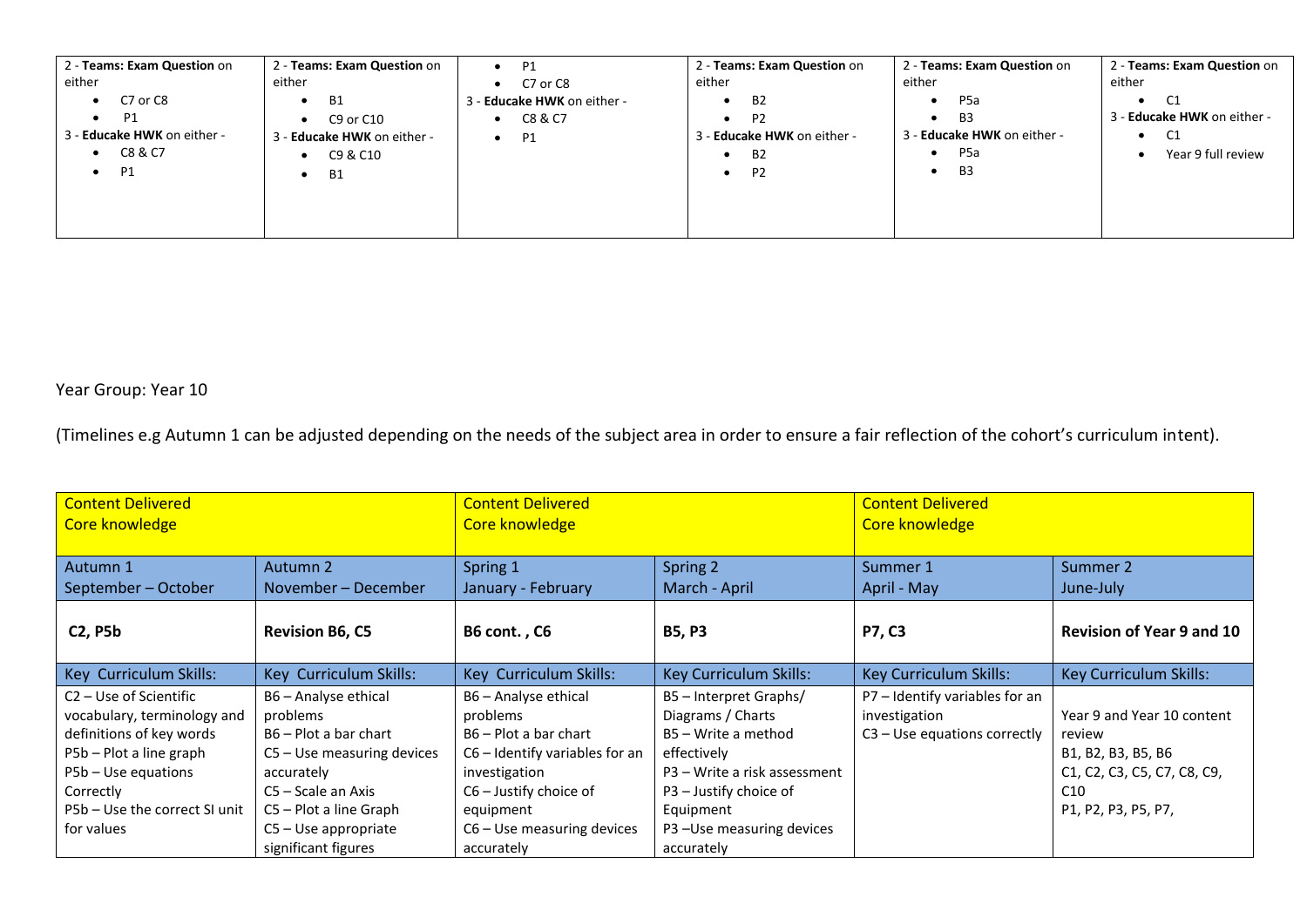| | | | | | |
|---|---|---|---|---|---|
| 2 - **Teams: Exam Question** on either<br>• C7 or C8<br>• P1<br>3 - **Educake HWK** on either -<br>• C8 & C7<br>• P1 | 2 - **Teams: Exam Question** on either<br>• B1<br>• C9 or C10<br>3 - **Educake HWK** on either -<br>• C9 & C10<br>• B1 | • P1<br>• C7 or C8<br>3 - **Educake HWK** on either -<br>• C8 & C7<br>• P1 | 2 - **Teams: Exam Question** on either<br>• B2<br>• P2<br>3 - **Educake HWK** on either -<br>• B2<br>• P2 | 2 - **Teams: Exam Question** on either<br>• P5a<br>• B3<br>3 - **Educake HWK** on either -<br>• P5a<br>• B3 | 2 - **Teams: Exam Question** on either<br>• C1<br>3 - **Educake HWK** on either -<br>• C1<br>• Year 9 full review |

Year Group: Year 10

(Timelines e.g Autumn 1 can be adjusted depending on the needs of the subject area in order to ensure a fair reflection of the cohort's curriculum intent).

| Content Delivered<br>Core knowledge | | Content Delivered<br>Core knowledge | | Content Delivered<br>Core knowledge | |
|---|---|---|---|---|---|
| Autumn 1<br>September – October | Autumn 2<br>November – December | Spring 1<br>January - February | Spring 2<br>March - April | Summer 1<br>April - May | Summer 2<br>June-July |
| **C2, P5b** | **Revision B6, C5** | **B6 cont. , C6** | **B5, P3** | **P7, C3** | **Revision of Year 9 and 10** |
| Key Curriculum Skills: | Key Curriculum Skills: | Key Curriculum Skills: | Key Curriculum Skills: | Key Curriculum Skills: | Key Curriculum Skills: |
| C2 – Use of Scientific vocabulary, terminology and definitions of key words<br>P5b – Plot a line graph<br>P5b – Use equations Correctly<br>P5b – Use the correct SI unit for values | B6 – Analyse ethical problems<br>B6 – Plot a bar chart<br>C5 – Use measuring devices accurately<br>C5 – Scale an Axis<br>C5 – Plot a line Graph<br>C5 – Use appropriate significant figures | B6 – Analyse ethical problems<br>B6 – Plot a bar chart<br>C6 – Identify variables for an investigation<br>C6 – Justify choice of equipment<br>C6 – Use measuring devices accurately | B5 – Interpret Graphs/ Diagrams / Charts<br>B5 – Write a method effectively<br>P3 – Write a risk assessment<br>P3 – Justify choice of Equipment<br>P3 –Use measuring devices accurately | P7 – Identify variables for an investigation<br>C3 – Use equations correctly | Year 9 and Year 10 content review<br>B1, B2, B3, B5, B6<br>C1, C2, C3, C5, C7, C8, C9, C10<br>P1, P2, P3, P5, P7, |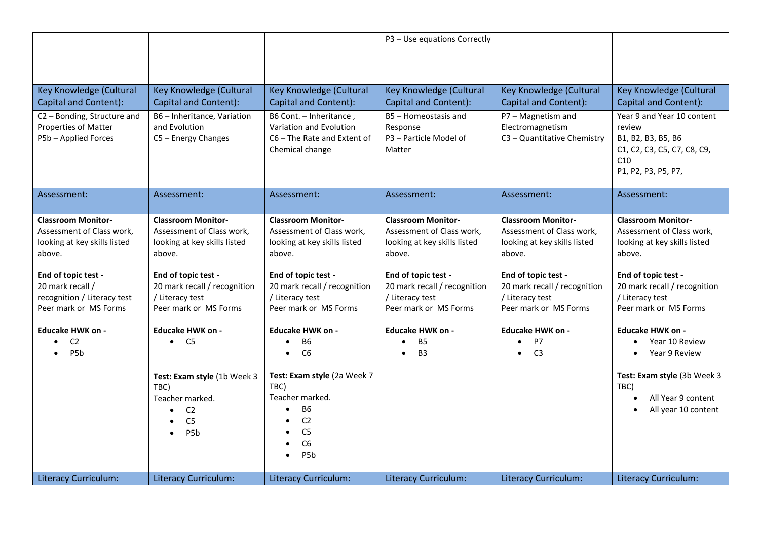| | | | | | |
|---|---|---|---|---|---|
| | | | P3 – Use equations Correctly | | |
| Key Knowledge (Cultural Capital and Content): | Key Knowledge (Cultural Capital and Content): | Key Knowledge (Cultural Capital and Content): | Key Knowledge (Cultural Capital and Content): | Key Knowledge (Cultural Capital and Content): | Key Knowledge (Cultural Capital and Content): |
| C2 – Bonding, Structure and Properties of Matter<br>P5b – Applied Forces | B6 – Inheritance, Variation and Evolution<br>C5 – Energy Changes | B6 Cont. – Inheritance , Variation and Evolution<br>C6 – The Rate and Extent of Chemical change | B5 – Homeostasis and Response<br>P3 – Particle Model of Matter | P7 – Magnetism and Electromagnetism<br>C3 – Quantitative Chemistry | Year 9 and Year 10 content review<br>B1, B2, B3, B5, B6<br>C1, C2, C3, C5, C7, C8, C9, C10<br>P1, P2, P3, P5, P7, |
| Assessment: | Assessment: | Assessment: | Assessment: | Assessment: | Assessment: |
| **Classroom Monitor-** Assessment of Class work, looking at key skills listed above.<br><br>**End of topic test -** 20 mark recall / recognition / Literacy test Peer mark or MS Forms<br><br>**Educake HWK on -**<br>• C2<br>• P5b | **Classroom Monitor-** Assessment of Class work, looking at key skills listed above.<br><br>**End of topic test -** 20 mark recall / recognition / Literacy test Peer mark or MS Forms<br><br>**Educake HWK on -**<br>• C5<br><br>**Test: Exam style** (1b Week 3 TBC)<br>Teacher marked.<br>• C2<br>• C5<br>• P5b | **Classroom Monitor-** Assessment of Class work, looking at key skills listed above.<br><br>**End of topic test -** 20 mark recall / recognition / Literacy test Peer mark or MS Forms<br><br>**Educake HWK on -**<br>• B6<br>• C6<br><br>**Test: Exam style** (2a Week 7 TBC)<br>Teacher marked.<br>• B6<br>• C2<br>• C5<br>• C6<br>• P5b | **Classroom Monitor-** Assessment of Class work, looking at key skills listed above.<br><br>**End of topic test -** 20 mark recall / recognition / Literacy test Peer mark or MS Forms<br><br>**Educake HWK on -**<br>• B5<br>• B3 | **Classroom Monitor-** Assessment of Class work, looking at key skills listed above.<br><br>**End of topic test -** 20 mark recall / recognition / Literacy test Peer mark or MS Forms<br><br>**Educake HWK on -**<br>• P7<br>• C3 | **Classroom Monitor-** Assessment of Class work, looking at key skills listed above.<br><br>**End of topic test -** 20 mark recall / recognition / Literacy test Peer mark or MS Forms<br><br>**Educake HWK on -**<br>• Year 10 Review<br>• Year 9 Review<br><br>**Test: Exam style** (3b Week 3 TBC)<br>• All Year 9 content<br>• All year 10 content |
| Literacy Curriculum: | Literacy Curriculum: | Literacy Curriculum: | Literacy Curriculum: | Literacy Curriculum: | Literacy Curriculum: |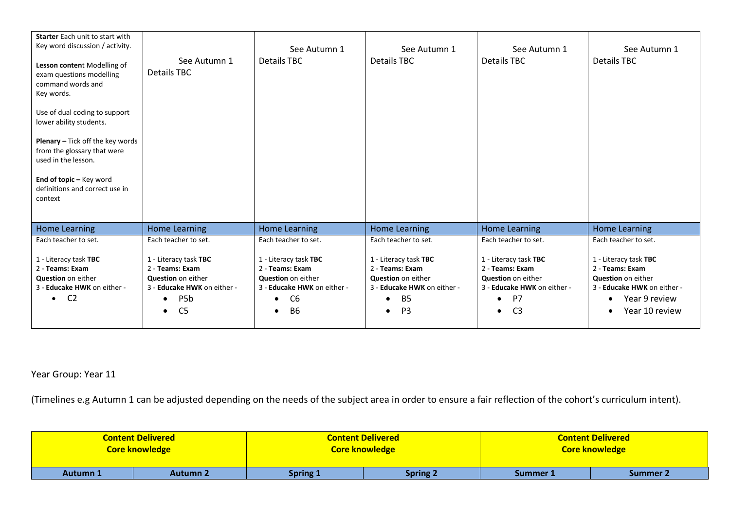| **Starter** Each unit to start with Key word discussion / activity.<br><br>**Lesson conten**t Modelling of exam questions modelling command words and Key words.<br><br>Use of dual coding to support lower ability students.<br><br>**Plenary –** Tick off the key words from the glossary that were used in the lesson.<br><br>**End of topic –** Key word definitions and correct use in context | See Autumn 1<br>Details TBC | See Autumn 1<br>Details TBC | See Autumn 1<br>Details TBC | See Autumn 1<br>Details TBC | See Autumn 1<br>Details TBC |
|---|---|---|---|---|---|
| Home Learning | Home Learning | Home Learning | Home Learning | Home Learning | Home Learning |
| Each teacher to set.<br><br>1 - Literacy task **TBC**<br>2 - **Teams: Exam Question** on either<br>3 - **Educake HWK** on either -<br>• C2 | Each teacher to set.<br><br>1 - Literacy task **TBC**<br>2 - **Teams: Exam Question** on either<br>3 - **Educake HWK** on either -<br>• P5b<br>• C5 | Each teacher to set.<br><br>1 - Literacy task **TBC**<br>2 - **Teams: Exam Question** on either<br>3 - **Educake HWK** on either -<br>• C6<br>• B6 | Each teacher to set.<br><br>1 - Literacy task **TBC**<br>2 - **Teams: Exam Question** on either<br>3 - **Educake HWK** on either -<br>• B5<br>• P3 | Each teacher to set.<br><br>1 - Literacy task **TBC**<br>2 - **Teams: Exam Question** on either<br>3 - **Educake HWK** on either -<br>• P7<br>• C3 | Each teacher to set.<br><br>1 - Literacy task **TBC**<br>2 - **Teams: Exam Question** on either<br>3 - **Educake HWK** on either -<br>• Year 9 review<br>• Year 10 review |

Year Group: Year 11

(Timelines e.g Autumn 1 can be adjusted depending on the needs of the subject area in order to ensure a fair reflection of the cohort's curriculum intent).

| **Content Delivered**<br>**Core knowledge** | | **Content Delivered**<br>**Core knowledge** | | **Content Delivered**<br>**Core knowledge** | |
|---|---|---|---|---|---|
| **Autumn 1** | **Autumn 2** | **Spring 1** | **Spring 2** | **Summer 1** | **Summer 2** |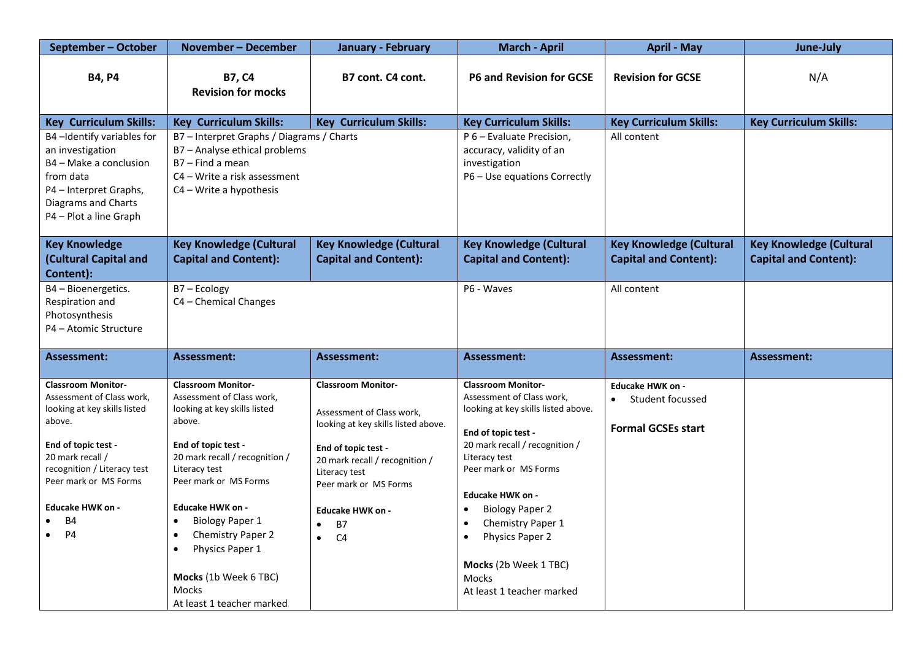| September – October | November – December | January - February | March - April | April - May | June-July |
|---|---|---|---|---|---|
| **B4, P4** | **B7, C4**<br>**Revision for mocks** | **B7 cont. C4 cont.** | **P6 and Revision for GCSE** | **Revision for GCSE** | N/A |
| **Key Curriculum Skills:** | **Key Curriculum Skills:** | **Key Curriculum Skills:** | **Key Curriculum Skills:** | **Key Curriculum Skills:** | **Key Curriculum Skills:** |
| B4 –Identify variables for an investigation<br>B4 – Make a conclusion from data<br>P4 – Interpret Graphs, Diagrams and Charts<br>P4 – Plot a line Graph | B7 – Interpret Graphs / Diagrams / Charts<br>B7 – Analyse ethical problems<br>B7 – Find a mean<br>C4 – Write a risk assessment<br>C4 – Write a hypothesis | | P 6 – Evaluate Precision, accuracy, validity of an investigation<br>P6 – Use equations Correctly | All content | |
| **Key Knowledge (Cultural Capital and Content):** | **Key Knowledge (Cultural Capital and Content):** | **Key Knowledge (Cultural Capital and Content):** | **Key Knowledge (Cultural Capital and Content):** | **Key Knowledge (Cultural Capital and Content):** | **Key Knowledge (Cultural Capital and Content):** |
| B4 – Bioenergetics. Respiration and Photosynthesis<br>P4 – Atomic Structure | B7 – Ecology<br>C4 – Chemical Changes | | P6 - Waves | All content | |
| **Assessment:** | **Assessment:** | **Assessment:** | **Assessment:** | **Assessment:** | **Assessment:** |
| **Classroom Monitor-**<br>Assessment of Class work, looking at key skills listed above.<br><br>**End of topic test -**<br>20 mark recall / recognition / Literacy test<br>Peer mark or MS Forms<br><br>**Educake HWK on -**<br>• B4<br>• P4 | **Classroom Monitor-**<br>Assessment of Class work, looking at key skills listed above.<br><br>**End of topic test -**<br>20 mark recall / recognition / Literacy test<br>Peer mark or MS Forms<br><br>**Educake HWK on -**<br>• Biology Paper 1<br>• Chemistry Paper 2<br>• Physics Paper 1<br><br>**Mocks** (1b Week 6 TBC)<br>Mocks<br>At least 1 teacher marked | **Classroom Monitor-**<br><br>Assessment of Class work, looking at key skills listed above.<br><br>**End of topic test -**<br>20 mark recall / recognition / Literacy test<br>Peer mark or MS Forms<br><br>**Educake HWK on -**<br>• B7<br>• C4 | **Classroom Monitor-**<br>Assessment of Class work, looking at key skills listed above.<br><br>**End of topic test -**<br>20 mark recall / recognition / Literacy test<br>Peer mark or MS Forms<br><br>**Educake HWK on -**<br>• Biology Paper 2<br>• Chemistry Paper 1<br>• Physics Paper 2<br><br>**Mocks** (2b Week 1 TBC)<br>Mocks<br>At least 1 teacher marked | **Educake HWK on -**<br>• Student focussed<br><br>**Formal GCSEs start** | |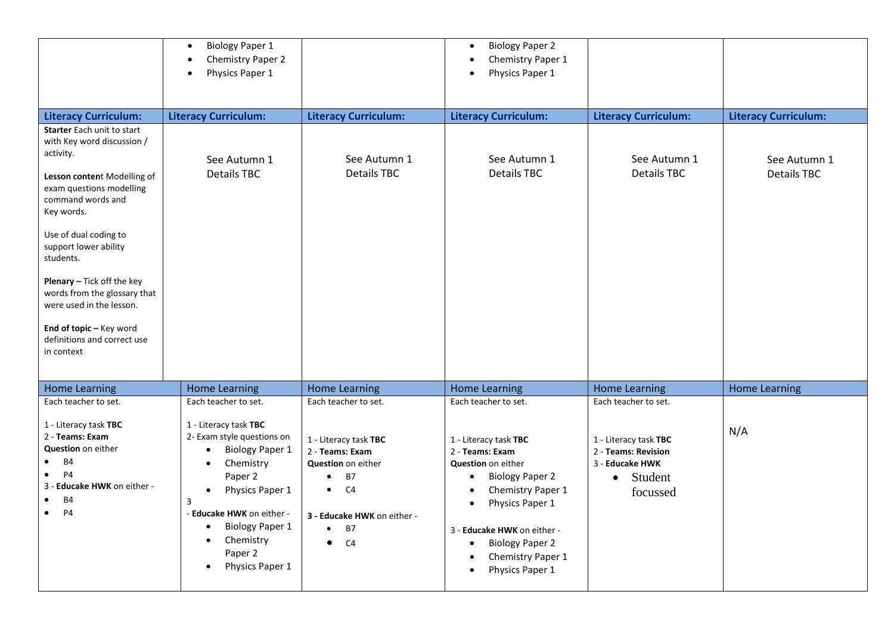| | | | | | |
|---|---|---|---|---|---|
| | • Biology Paper 1<br>• Chemistry Paper 2<br>• Physics Paper 1 | | • Biology Paper 2<br>• Chemistry Paper 1<br>• Physics Paper 1 | | |
| **Literacy Curriculum:** | **Literacy Curriculum:** | **Literacy Curriculum:** | **Literacy Curriculum:** | **Literacy Curriculum:** | **Literacy Curriculum:** |
| **Starter** Each unit to start with Key word discussion / activity.<br><br>**Lesson conten**t Modelling of exam questions modelling command words and Key words.<br><br>Use of dual coding to support lower ability students.<br><br>**Plenary –** Tick off the key words from the glossary that were used in the lesson.<br><br>**End of topic –** Key word definitions and correct use in context | See Autumn 1<br>Details TBC | See Autumn 1<br>Details TBC | See Autumn 1<br>Details TBC | See Autumn 1<br>Details TBC | See Autumn 1<br>Details TBC |
| Home Learning | Home Learning | Home Learning | Home Learning | Home Learning | Home Learning |
| Each teacher to set.<br><br>1 - Literacy task **TBC**<br>2 - **Teams: Exam Question** on either<br>• B4<br>• P4<br>3 - **Educake HWK** on either -<br>• B4<br>• P4 | Each teacher to set.<br><br>1 - Literacy task **TBC**<br>2- Exam style questions on<br>• Biology Paper 1<br>• Chemistry Paper 2<br>• Physics Paper 1<br>3<br>- **Educake HWK** on either -<br>• Biology Paper 1<br>• Chemistry Paper 2<br>• Physics Paper 1 | Each teacher to set.<br><br>1 - Literacy task **TBC**<br>2 - **Teams: Exam Question** on either<br>• B7<br>• C4<br><br>**3 - Educake HWK** on either -<br>• B7<br>• C4 | Each teacher to set.<br><br>1 - Literacy task **TBC**<br>2 - **Teams: Exam Question** on either<br>• Biology Paper 2<br>• Chemistry Paper 1<br>• Physics Paper 1<br><br>3 - **Educake HWK** on either -<br>• Biology Paper 2<br>• Chemistry Paper 1<br>• Physics Paper 1 | Each teacher to set.<br><br>1 - Literacy task **TBC**<br>2 - **Teams: Revision**<br>3 - **Educake HWK**<br>• Student focussed | N/A |